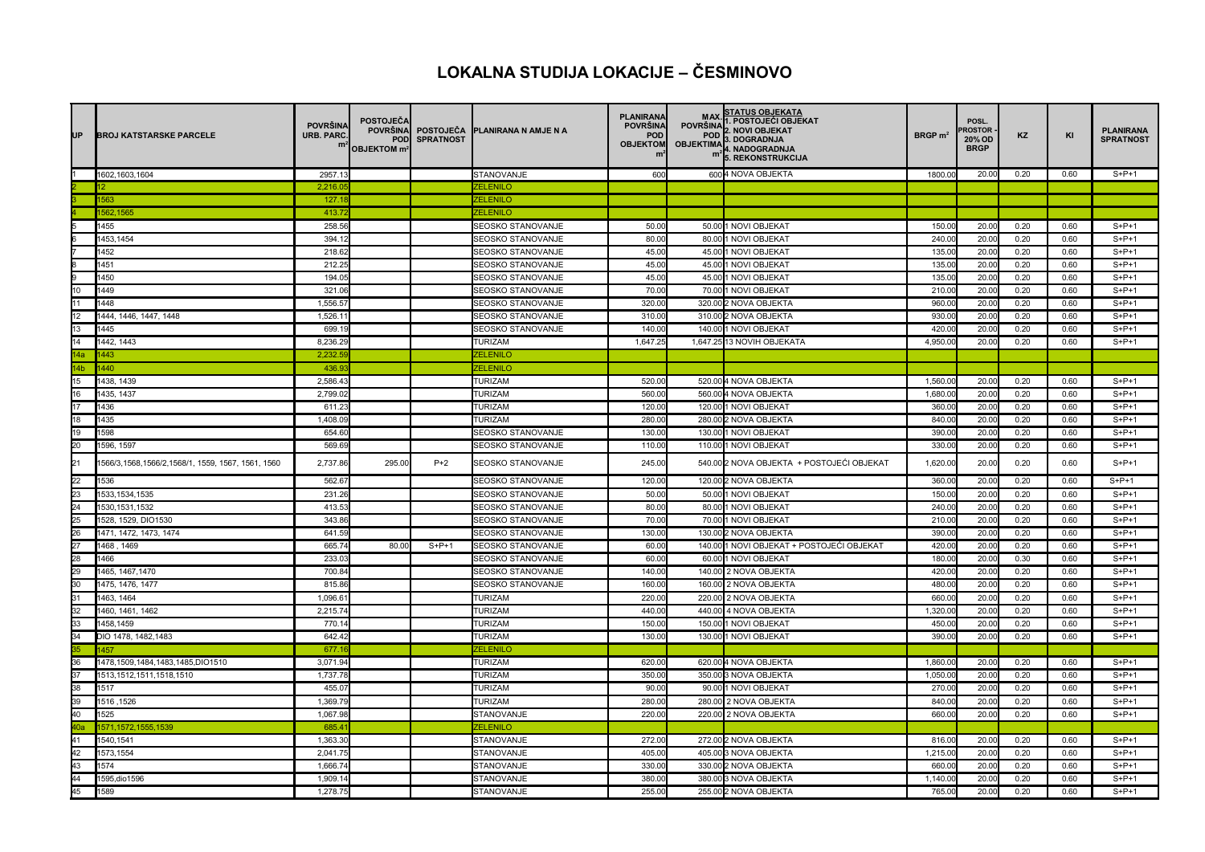# LOKALNA STUDIJA LOKACIJE – ČESMINOVO

| UP | BROJ KATSTARSKE PARCELE | POVRŠINA URB. PARC. m² | POSTOJEĆA POVRŠINA POD OBJEKTOM m² | POSTOJEĆA SPRATNOST | PLANIRANA N AMJE N A | PLANIRANA POVRŠINA POD OBJEKTOM m² | MAX. POVRŠINA POD OBJEKTIMA m² | STATUS OBJEKATA 1. POSTOJEĆI OBJEKAT 2. NOVI OBJEKAT 3. DOGRADNJA 4. NADOGRADNJA 5. REKONSTRUKCIJA | BRGP m² | POSL. PROSTOR - 20% OD BRGP | KZ | KI | PLANIRANA SPRATNOST |
|---|---|---|---|---|---|---|---|---|---|---|---|---|---|
| 1 | 1602,1603,1604 | 2957.13 | | | STANOVANJE | 600 | 600 | 4 NOVA OBJEKTA | 1800.00 | 20.00 | 0.20 | 0.60 | S+P+1 |
| 2 | 12 | 2,216.05 | | | ZELENILO | | | | | | | | |
| 3 | 1563 | 127.18 | | | ZELENILO | | | | | | | | |
| 4 | 1562,1565 | 413.72 | | | ZELENILO | | | | | | | | |
| 5 | 1455 | 258.56 | | | SEOSKO STANOVANJE | 50.00 | 50.00 | 1 NOVI OBJEKAT | 150.00 | 20.00 | 0.20 | 0.60 | S+P+1 |
| 6 | 1453,1454 | 394.12 | | | SEOSKO STANOVANJE | 80.00 | 80.00 | 1 NOVI OBJEKAT | 240.00 | 20.00 | 0.20 | 0.60 | S+P+1 |
| 7 | 1452 | 218.62 | | | SEOSKO STANOVANJE | 45.00 | 45.00 | 1 NOVI OBJEKAT | 135.00 | 20.00 | 0.20 | 0.60 | S+P+1 |
| 8 | 1451 | 212.25 | | | SEOSKO STANOVANJE | 45.00 | 45.00 | 1 NOVI OBJEKAT | 135.00 | 20.00 | 0.20 | 0.60 | S+P+1 |
| 9 | 1450 | 194.05 | | | SEOSKO STANOVANJE | 45.00 | 45.00 | 1 NOVI OBJEKAT | 135.00 | 20.00 | 0.20 | 0.60 | S+P+1 |
| 10 | 1449 | 321.06 | | | SEOSKO STANOVANJE | 70.00 | 70.00 | 1 NOVI OBJEKAT | 210.00 | 20.00 | 0.20 | 0.60 | S+P+1 |
| 11 | 1448 | 1,556.57 | | | SEOSKO STANOVANJE | 320.00 | 320.00 | 2 NOVA OBJEKTA | 960.00 | 20.00 | 0.20 | 0.60 | S+P+1 |
| 12 | 1444, 1446, 1447, 1448 | 1,526.11 | | | SEOSKO STANOVANJE | 310.00 | 310.00 | 2 NOVA OBJEKTA | 930.00 | 20.00 | 0.20 | 0.60 | S+P+1 |
| 13 | 1445 | 699.19 | | | SEOSKO STANOVANJE | 140.00 | 140.00 | 1 NOVI OBJEKAT | 420.00 | 20.00 | 0.20 | 0.60 | S+P+1 |
| 14 | 1442, 1443 | 8,236.29 | | | TURIZAM | 1,647.25 | 1,647.25 | 13 NOVIH OBJEKATA | 4,950.00 | 20.00 | 0.20 | 0.60 | S+P+1 |
| 14a | 1443 | 2,232.59 | | | ZELENILO | | | | | | | | |
| 14b | 1440 | 436.93 | | | ZELENILO | | | | | | | | |
| 15 | 1438, 1439 | 2,586.43 | | | TURIZAM | 520.00 | 520.00 | 4 NOVA OBJEKTA | 1,560.00 | 20.00 | 0.20 | 0.60 | S+P+1 |
| 16 | 1435, 1437 | 2,799.02 | | | TURIZAM | 560.00 | 560.00 | 4 NOVA OBJEKTA | 1,680.00 | 20.00 | 0.20 | 0.60 | S+P+1 |
| 17 | 1436 | 611.23 | | | TURIZAM | 120.00 | 120.00 | 1 NOVI OBJEKAT | 360.00 | 20.00 | 0.20 | 0.60 | S+P+1 |
| 18 | 1435 | 1,408.09 | | | TURIZAM | 280.00 | 280.00 | 2 NOVA OBJEKTA | 840.00 | 20.00 | 0.20 | 0.60 | S+P+1 |
| 19 | 1598 | 654.60 | | | SEOSKO STANOVANJE | 130.00 | 130.00 | 1 NOVI OBJEKAT | 390.00 | 20.00 | 0.20 | 0.60 | S+P+1 |
| 20 | 1596, 1597 | 569.69 | | | SEOSKO STANOVANJE | 110.00 | 110.00 | 1 NOVI OBJEKAT | 330.00 | 20.00 | 0.20 | 0.60 | S+P+1 |
| 21 | 1566/3,1568,1566/2,1568/1, 1559, 1567, 1561, 1560 | 2,737.86 | 295.00 | P+2 | SEOSKO STANOVANJE | 245.00 | 540.00 | 2 NOVA OBJEKTA + POSTOJEĆI OBJEKAT | 1,620.00 | 20.00 | 0.20 | 0.60 | S+P+1 |
| 22 | 1536 | 562.67 | | | SEOSKO STANOVANJE | 120.00 | 120.00 | 2 NOVA OBJEKTA | 360.00 | 20.00 | 0.20 | 0.60 | S+P+1 |
| 23 | 1533,1534,1535 | 231.26 | | | SEOSKO STANOVANJE | 50.00 | 50.00 | 1 NOVI OBJEKAT | 150.00 | 20.00 | 0.20 | 0.60 | S+P+1 |
| 24 | 1530,1531,1532 | 413.53 | | | SEOSKO STANOVANJE | 80.00 | 80.00 | 1 NOVI OBJEKAT | 240.00 | 20.00 | 0.20 | 0.60 | S+P+1 |
| 25 | 1528, 1529, DIO1530 | 343.86 | | | SEOSKO STANOVANJE | 70.00 | 70.00 | 1 NOVI OBJEKAT | 210.00 | 20.00 | 0.20 | 0.60 | S+P+1 |
| 26 | 1471, 1472, 1473, 1474 | 641.59 | | | SEOSKO STANOVANJE | 130.00 | 130.00 | 2 NOVA OBJEKTA | 390.00 | 20.00 | 0.20 | 0.60 | S+P+1 |
| 27 | 1468 , 1469 | 665.74 | 80.00 | S+P+1 | SEOSKO STANOVANJE | 60.00 | 140.00 | 1 NOVI OBJEKAT + POSTOJEĆI OBJEKAT | 420.00 | 20.00 | 0.20 | 0.60 | S+P+1 |
| 28 | 1466 | 233.03 | | | SEOSKO STANOVANJE | 60.00 | 60.00 | 1 NOVI OBJEKAT | 180.00 | 20.00 | 0.30 | 0.60 | S+P+1 |
| 29 | 1465, 1467,1470 | 700.84 | | | SEOSKO STANOVANJE | 140.00 | 140.00 | 2 NOVA OBJEKTA | 420.00 | 20.00 | 0.20 | 0.60 | S+P+1 |
| 30 | 1475, 1476, 1477 | 815.86 | | | SEOSKO STANOVANJE | 160.00 | 160.00 | 2 NOVA OBJEKTA | 480.00 | 20.00 | 0.20 | 0.60 | S+P+1 |
| 31 | 1463, 1464 | 1,096.61 | | | TURIZAM | 220.00 | 220.00 | 2 NOVA OBJEKTA | 660.00 | 20.00 | 0.20 | 0.60 | S+P+1 |
| 32 | 1460, 1461, 1462 | 2,215.74 | | | TURIZAM | 440.00 | 440.00 | 4 NOVA OBJEKTA | 1,320.00 | 20.00 | 0.20 | 0.60 | S+P+1 |
| 33 | 1458,1459 | 770.14 | | | TURIZAM | 150.00 | 150.00 | 1 NOVI OBJEKAT | 450.00 | 20.00 | 0.20 | 0.60 | S+P+1 |
| 34 | DIO 1478, 1482,1483 | 642.42 | | | TURIZAM | 130.00 | 130.00 | 1 NOVI OBJEKAT | 390.00 | 20.00 | 0.20 | 0.60 | S+P+1 |
| 35 | 1457 | 677.16 | | | ZELENILO | | | | | | | | |
| 36 | 1478,1509,1484,1483,1485,DIO1510 | 3,071.94 | | | TURIZAM | 620.00 | 620.00 | 4 NOVA OBJEKTA | 1,860.00 | 20.00 | 0.20 | 0.60 | S+P+1 |
| 37 | 1513,1512,1511,1518,1510 | 1,737.78 | | | TURIZAM | 350.00 | 350.00 | 3 NOVA OBJEKTA | 1,050.00 | 20.00 | 0.20 | 0.60 | S+P+1 |
| 38 | 1517 | 455.07 | | | TURIZAM | 90.00 | 90.00 | 1 NOVI OBJEKAT | 270.00 | 20.00 | 0.20 | 0.60 | S+P+1 |
| 39 | 1516 ,1526 | 1,369.79 | | | TURIZAM | 280.00 | 280.00 | 2 NOVA OBJEKTA | 840.00 | 20.00 | 0.20 | 0.60 | S+P+1 |
| 40 | 1525 | 1,067.98 | | | STANOVANJE | 220.00 | 220.00 | 2 NOVA OBJEKTA | 660.00 | 20.00 | 0.20 | 0.60 | S+P+1 |
| 40a | 1571,1572,1555,1539 | 685.41 | | | ZELENILO | | | | | | | | |
| 41 | 1540,1541 | 1,363.30 | | | STANOVANJE | 272.00 | 272.00 | 2 NOVA OBJEKTA | 816.00 | 20.00 | 0.20 | 0.60 | S+P+1 |
| 42 | 1573,1554 | 2,041.75 | | | STANOVANJE | 405.00 | 405.00 | 3 NOVA OBJEKTA | 1,215.00 | 20.00 | 0.20 | 0.60 | S+P+1 |
| 43 | 1574 | 1,666.74 | | | STANOVANJE | 330.00 | 330.00 | 2 NOVA OBJEKTA | 660.00 | 20.00 | 0.20 | 0.60 | S+P+1 |
| 44 | 1595,dio1596 | 1,909.14 | | | STANOVANJE | 380.00 | 380.00 | 3 NOVA OBJEKTA | 1,140.00 | 20.00 | 0.20 | 0.60 | S+P+1 |
| 45 | 1589 | 1,278.75 | | | STANOVANJE | 255.00 | 255.00 | 2 NOVA OBJEKTA | 765.00 | 20.00 | 0.20 | 0.60 | S+P+1 |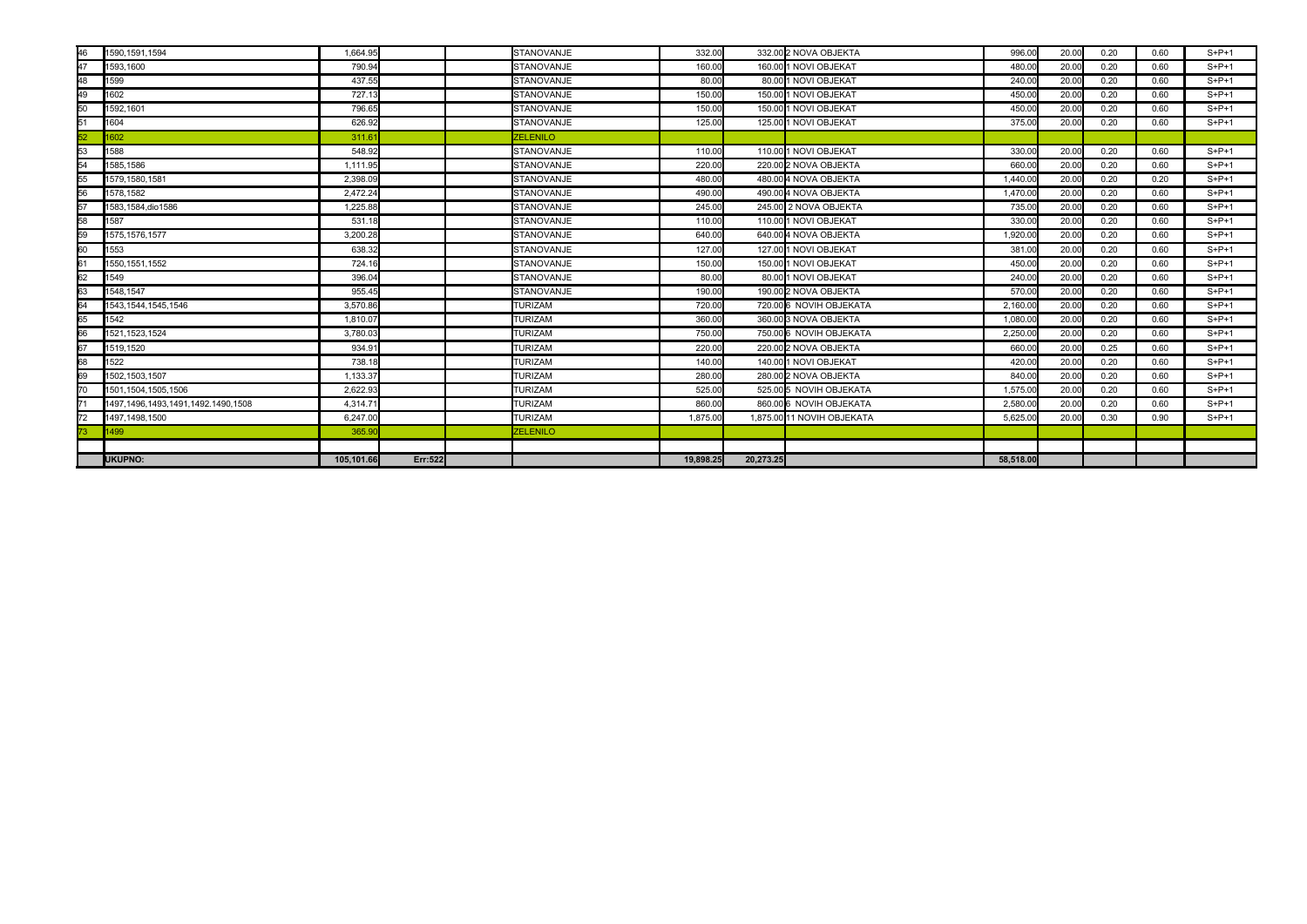| | | | | | | | | | | | | | |
|---|---|---|---|---|---|---|---|---|---|---|---|---|---|
| 46 | 1590,1591,1594 | 1,664.95 | | | STANOVANJE | 332.00 | 332.00 | 2 NOVA OBJEKTA | 996.00 | 20.00 | 0.20 | 0.60 | S+P+1 |
| 47 | 1593,1600 | 790.94 | | | STANOVANJE | 160.00 | 160.00 | 1 NOVI OBJEKAT | 480.00 | 20.00 | 0.20 | 0.60 | S+P+1 |
| 48 | 1599 | 437.55 | | | STANOVANJE | 80.00 | 80.00 | 1 NOVI OBJEKAT | 240.00 | 20.00 | 0.20 | 0.60 | S+P+1 |
| 49 | 1602 | 727.13 | | | STANOVANJE | 150.00 | 150.00 | 1 NOVI OBJEKAT | 450.00 | 20.00 | 0.20 | 0.60 | S+P+1 |
| 50 | 1592,1601 | 796.65 | | | STANOVANJE | 150.00 | 150.00 | 1 NOVI OBJEKAT | 450.00 | 20.00 | 0.20 | 0.60 | S+P+1 |
| 51 | 1604 | 626.92 | | | STANOVANJE | 125.00 | 125.00 | 1 NOVI OBJEKAT | 375.00 | 20.00 | 0.20 | 0.60 | S+P+1 |
| 52 | 1602 | 311.61 | | | ZELENILO | | | | | | | | |
| 53 | 1588 | 548.92 | | | STANOVANJE | 110.00 | 110.00 | 1 NOVI OBJEKAT | 330.00 | 20.00 | 0.20 | 0.60 | S+P+1 |
| 54 | 1585,1586 | 1,111.95 | | | STANOVANJE | 220.00 | 220.00 | 2 NOVA OBJEKTA | 660.00 | 20.00 | 0.20 | 0.60 | S+P+1 |
| 55 | 1579,1580,1581 | 2,398.09 | | | STANOVANJE | 480.00 | 480.00 | 4 NOVA OBJEKTA | 1,440.00 | 20.00 | 0.20 | 0.20 | S+P+1 |
| 56 | 1578,1582 | 2,472.24 | | | STANOVANJE | 490.00 | 490.00 | 4 NOVA OBJEKTA | 1,470.00 | 20.00 | 0.20 | 0.60 | S+P+1 |
| 57 | 1583,1584,dio1586 | 1,225.88 | | | STANOVANJE | 245.00 | 245.00 | 2 NOVA OBJEKTA | 735.00 | 20.00 | 0.20 | 0.60 | S+P+1 |
| 58 | 1587 | 531.18 | | | STANOVANJE | 110.00 | 110.00 | 1 NOVI OBJEKAT | 330.00 | 20.00 | 0.20 | 0.60 | S+P+1 |
| 59 | 1575,1576,1577 | 3,200.28 | | | STANOVANJE | 640.00 | 640.00 | 4 NOVA OBJEKTA | 1,920.00 | 20.00 | 0.20 | 0.60 | S+P+1 |
| 60 | 1553 | 638.32 | | | STANOVANJE | 127.00 | 127.00 | 1 NOVI OBJEKAT | 381.00 | 20.00 | 0.20 | 0.60 | S+P+1 |
| 61 | 1550,1551,1552 | 724.16 | | | STANOVANJE | 150.00 | 150.00 | 1 NOVI OBJEKAT | 450.00 | 20.00 | 0.20 | 0.60 | S+P+1 |
| 62 | 1549 | 396.04 | | | STANOVANJE | 80.00 | 80.00 | 1 NOVI OBJEKAT | 240.00 | 20.00 | 0.20 | 0.60 | S+P+1 |
| 63 | 1548,1547 | 955.45 | | | STANOVANJE | 190.00 | 190.00 | 2 NOVA OBJEKTA | 570.00 | 20.00 | 0.20 | 0.60 | S+P+1 |
| 64 | 1543,1544,1545,1546 | 3,570.86 | | | TURIZAM | 720.00 | 720.00 | 6 NOVIH OBJEKATA | 2,160.00 | 20.00 | 0.20 | 0.60 | S+P+1 |
| 65 | 1542 | 1,810.07 | | | TURIZAM | 360.00 | 360.00 | 3 NOVA OBJEKTA | 1,080.00 | 20.00 | 0.20 | 0.60 | S+P+1 |
| 66 | 1521,1523,1524 | 3,780.03 | | | TURIZAM | 750.00 | 750.00 | 6 NOVIH OBJEKATA | 2,250.00 | 20.00 | 0.20 | 0.60 | S+P+1 |
| 67 | 1519,1520 | 934.91 | | | TURIZAM | 220.00 | 220.00 | 2 NOVA OBJEKTA | 660.00 | 20.00 | 0.25 | 0.60 | S+P+1 |
| 68 | 1522 | 738.18 | | | TURIZAM | 140.00 | 140.00 | 1 NOVI OBJEKAT | 420.00 | 20.00 | 0.20 | 0.60 | S+P+1 |
| 69 | 1502,1503,1507 | 1,133.37 | | | TURIZAM | 280.00 | 280.00 | 2 NOVA OBJEKTA | 840.00 | 20.00 | 0.20 | 0.60 | S+P+1 |
| 70 | 1501,1504,1505,1506 | 2,622.93 | | | TURIZAM | 525.00 | 525.00 | 5 NOVIH OBJEKATA | 1,575.00 | 20.00 | 0.20 | 0.60 | S+P+1 |
| 71 | 1497,1496,1493,1491,1492.1490,1508 | 4,314.71 | | | TURIZAM | 860.00 | 860.00 | 6 NOVIH OBJEKATA | 2,580.00 | 20.00 | 0.20 | 0.60 | S+P+1 |
| 72 | 1497,1498,1500 | 6,247.00 | | | TURIZAM | 1,875.00 | 1,875.00 | 11 NOVIH OBJEKATA | 5,625.00 | 20.00 | 0.30 | 0.90 | S+P+1 |
| 73 | 1499 | 365.90 | | | ZELENILO | | | | | | | | |
| | | | | | | | | | | | | | |
| | **UKUPNO:** | **105,101.66** | **Err:522** | | | **19,898.25** | **20,273.25** | | **58,518.00** | | | | |